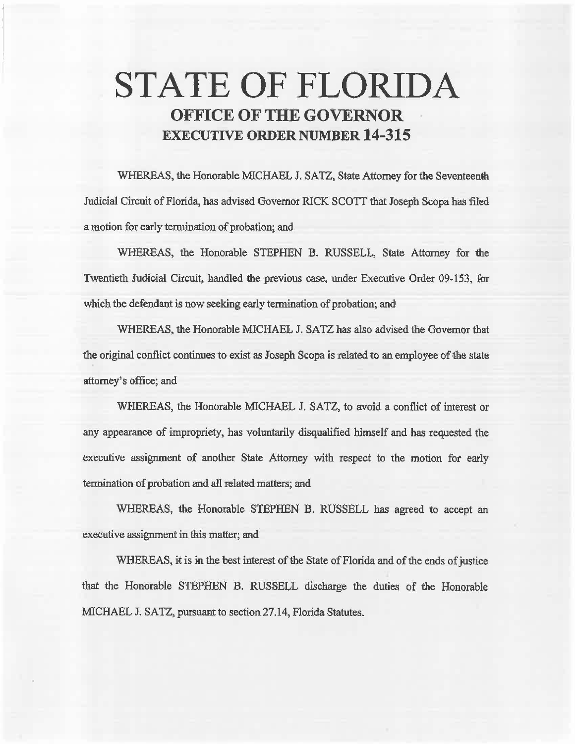# STATE OF FLORIDA

## OFFICE OF THE GOVERNOR

## EXECUTIVE ORDER NUMBER 14-315

WHEREAS, the Honorable MICHAEL J. SATZ, State Attorney for the Seventeenth Judicial Circuit of Florida, has advised Governor RICK SCOTT that Joseph Scopa has filed a motion for early termination of probation; and

WHEREAS, the Honorable STEPHEN B. RUSSELL, State Attorney for the Twentieth Judicial Circuit, handled the previous case, under Executive Order 09-153, for which the defendant is now seeking early termination of probation; and

WHEREAS, the Honorable MICHAEL J. SATZ has also advised the Governor that the original conflict continues to exist as Joseph Scopa is related to an employee of the state attorney's office; and

WHEREAS, the Honorable MICHAEL J. SATZ, to avoid a conflict of interest or any appearance of impropriety, has voluntarily disqualified himself and has requested the executive assignment of another State Attorney with respect to the motion for early termination of probation and all related matters; and

WHEREAS, the Honorable STEPHEN B. RUSSELL has agreed to accept an executive assignment in this matter; and

WHEREAS, it is in the best interest of the State of Florida and of the ends of justice that the Honorable STEPHEN B. RUSSELL discharge the duties of the Honorable MICHAEL J. SATZ, pursuant to section 27.14, Florida Statutes.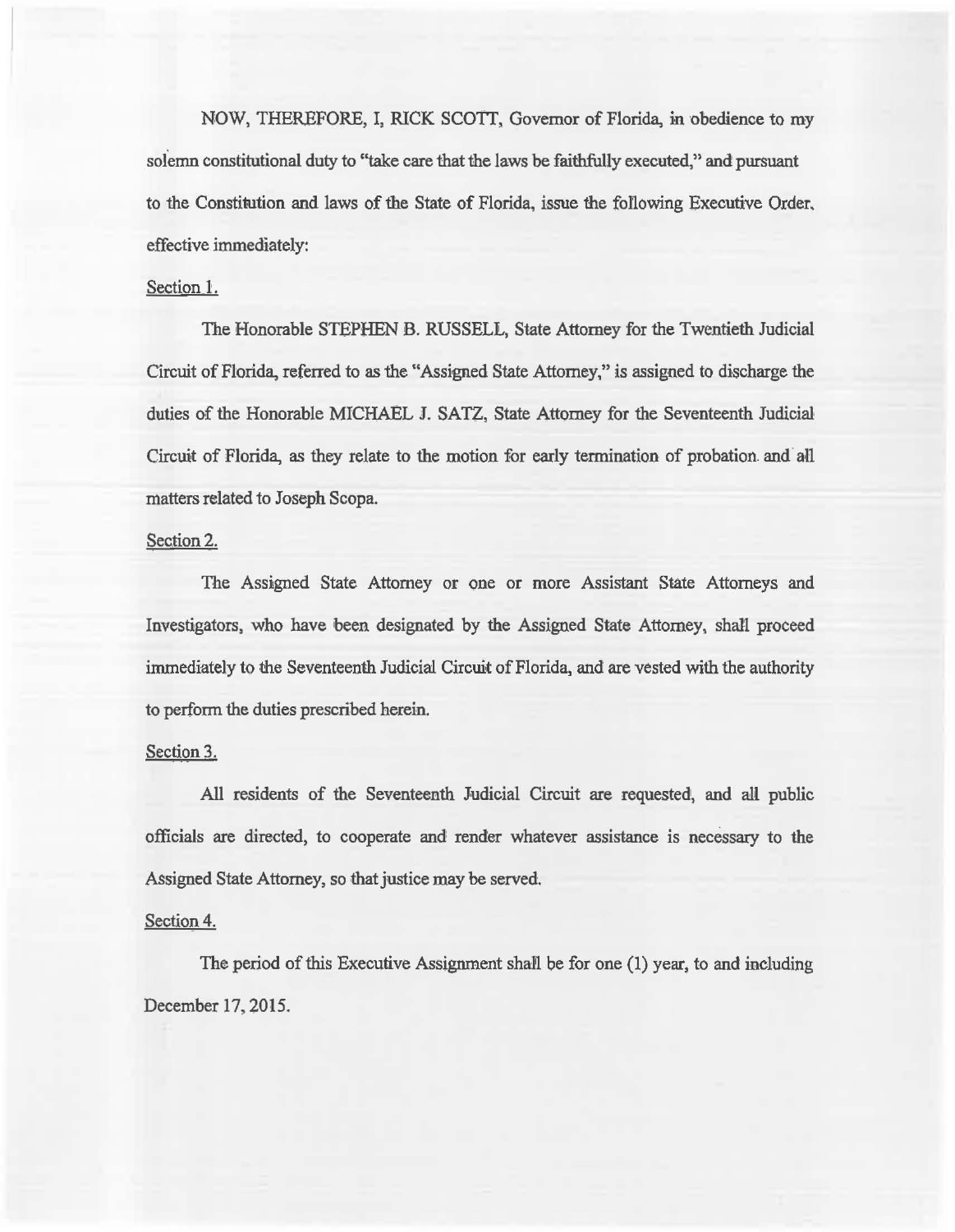NOW, THEREFORE, I, RICK SCOTT, Governor of Florida, in obedience to my solemn constitutional duty to "take care that the laws be faithfully executed," and pursuant to the Constitution and laws of the State of Florida, issue the following Executive Order, effective immediately:

Section 1.

The Honorable STEPHEN B. RUSSELL, State Attorney for the Twentieth Judicial Circuit of Florida, referred to as the "Assigned State Attorney," is assigned to discharge the duties of the Honorable MICHAEL J. SATZ, State Attorney for the Seventeenth Judicial Circuit of Florida, as they relate to the motion for early termination of probation and all matters related to Joseph Scopa.

Section 2.

The Assigned State Attorney or one or more Assistant State Attorneys and Investigators, who have been designated by the Assigned State Attorney, shall proceed immediately to the Seventeenth Judicial Circuit of Florida, and are vested with the authority to perform the duties prescribed herein.

Section 3.

All residents of the Seventeenth Judicial Circuit are requested, and all public officials are directed, to cooperate and render whatever assistance is necessary to the Assigned State Attorney, so that justice may be served.

Section 4.

The period of this Executive Assignment shall be for one (1) year, to and including December 17, 2015.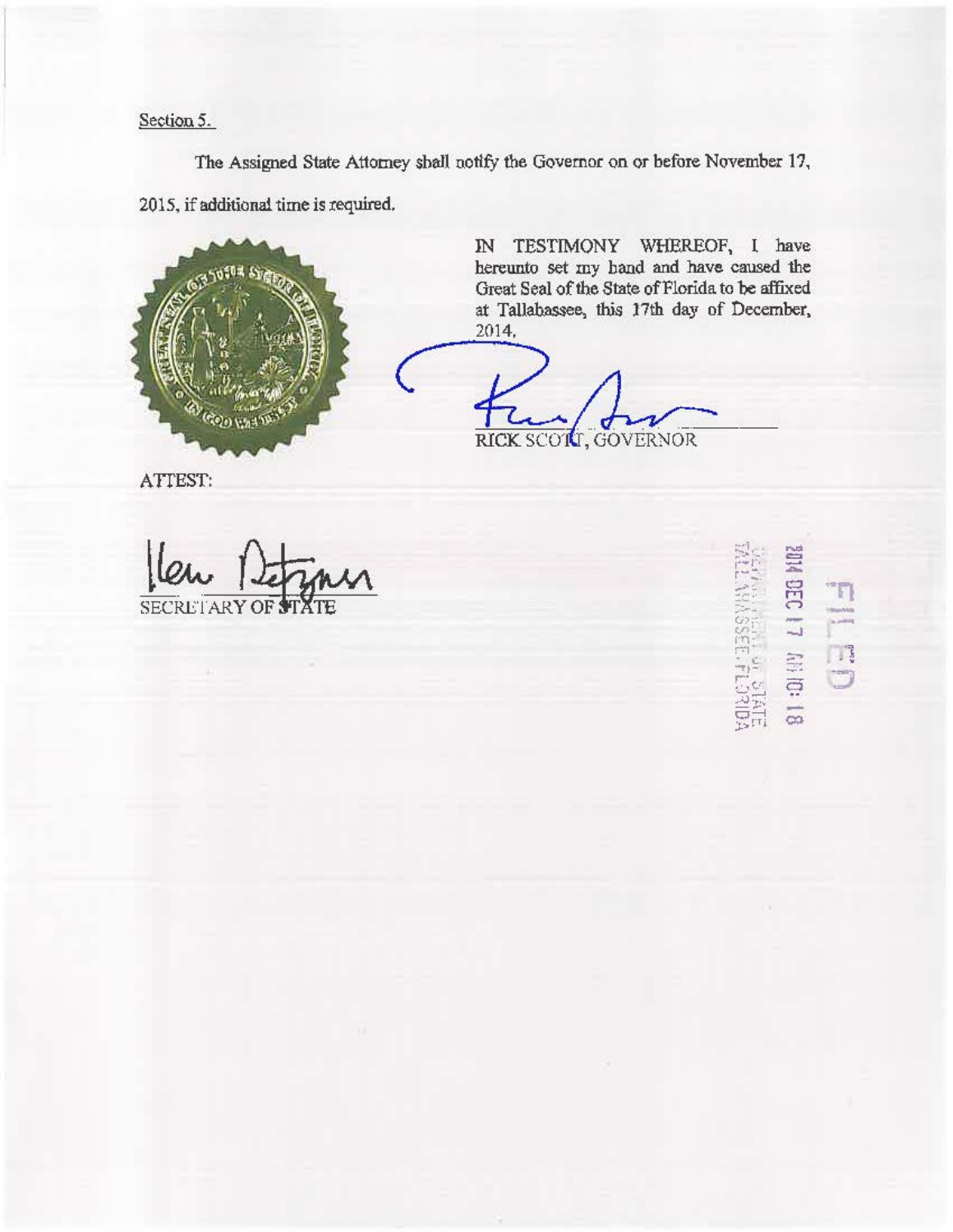Section 5.

The Assigned State Attorney shall notify the Governor on or before November 17, 2015, if additional time is required.

IN TESTIMONY WHEREOF, I have hereunto set my hand and have caused the Great Seal of the State of Florida to be affixed at Tallahassee, this 17th day of December, 2014.

RICK SCOTT, GOVERNOR

ATTEST:

SECRETARY OF STATE

FILED

2014 DEC 17 AM 10: 18

DEPARTMENT OF STATE
TALLAHASSEE, FLORIDA